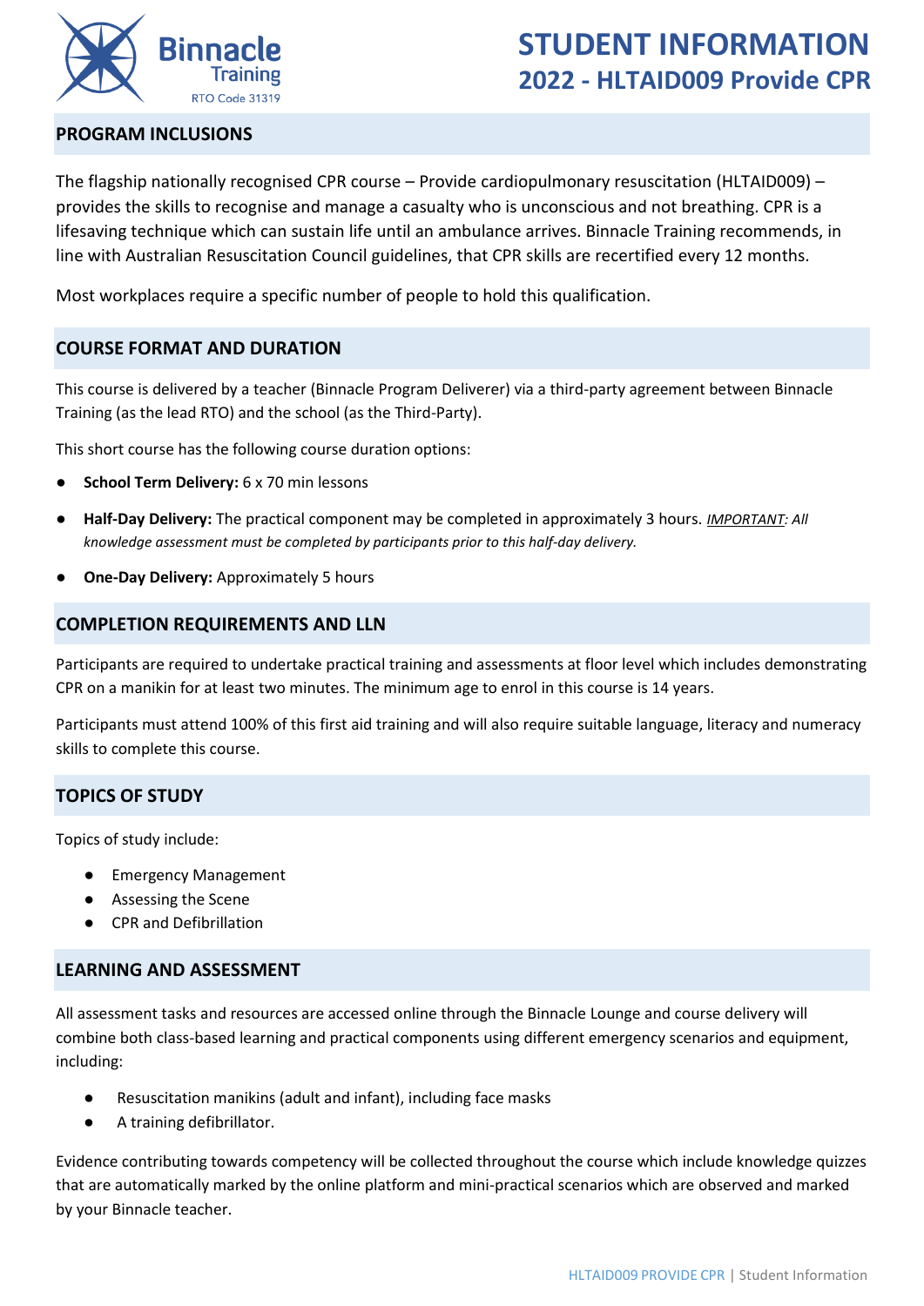Binnacle Training
RTO Code 31319

# STUDENT INFORMATION
# 2022 - HLTAID009 Provide CPR

## PROGRAM INCLUSIONS

The flagship nationally recognised CPR course – Provide cardiopulmonary resuscitation (HLTAID009) – provides the skills to recognise and manage a casualty who is unconscious and not breathing. CPR is a lifesaving technique which can sustain life until an ambulance arrives. Binnacle Training recommends, in line with Australian Resuscitation Council guidelines, that CPR skills are recertified every 12 months.

Most workplaces require a specific number of people to hold this qualification.

## COURSE FORMAT AND DURATION

This course is delivered by a teacher (Binnacle Program Deliverer) via a third-party agreement between Binnacle Training (as the lead RTO) and the school (as the Third-Party).

This short course has the following course duration options:

- **School Term Delivery:** 6 x 70 min lessons
- **Half-Day Delivery:** The practical component may be completed in approximately 3 hours. *IMPORTANT: All knowledge assessment must be completed by participants prior to this half-day delivery.*
- **One-Day Delivery:** Approximately 5 hours

## COMPLETION REQUIREMENTS AND LLN

Participants are required to undertake practical training and assessments at floor level which includes demonstrating CPR on a manikin for at least two minutes. The minimum age to enrol in this course is 14 years.

Participants must attend 100% of this first aid training and will also require suitable language, literacy and numeracy skills to complete this course.

## TOPICS OF STUDY

Topics of study include:

- Emergency Management
- Assessing the Scene
- CPR and Defibrillation

## LEARNING AND ASSESSMENT

All assessment tasks and resources are accessed online through the Binnacle Lounge and course delivery will combine both class-based learning and practical components using different emergency scenarios and equipment, including:

- Resuscitation manikins (adult and infant), including face masks
- A training defibrillator.

Evidence contributing towards competency will be collected throughout the course which include knowledge quizzes that are automatically marked by the online platform and mini-practical scenarios which are observed and marked by your Binnacle teacher.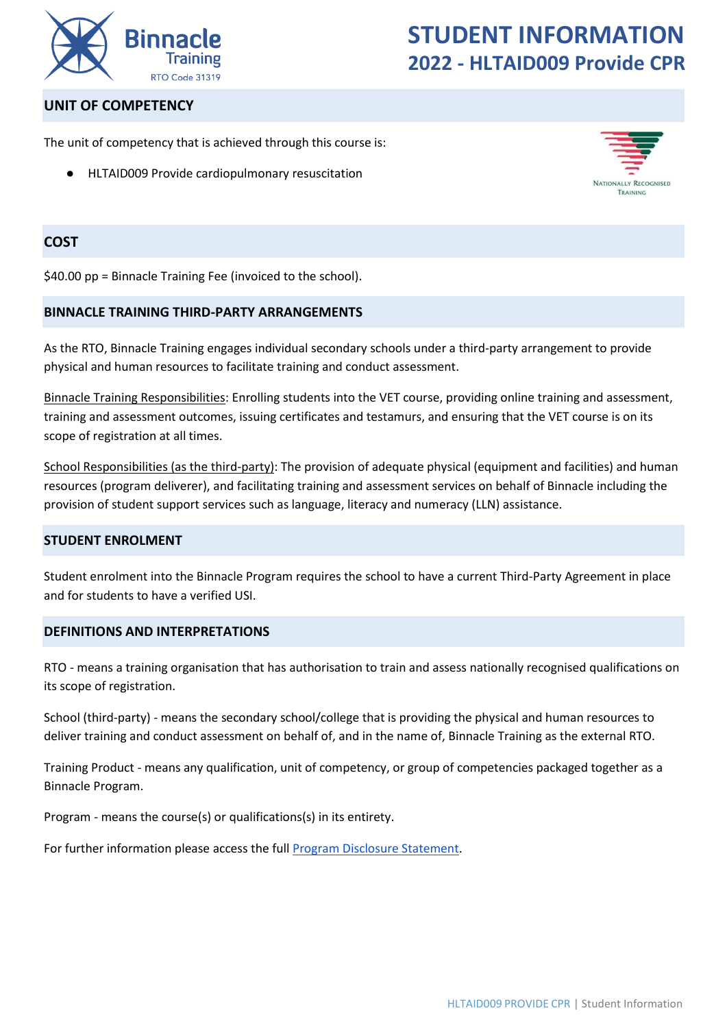# STUDENT INFORMATION
## 2022 - HLTAID009 Provide CPR

## UNIT OF COMPETENCY

The unit of competency that is achieved through this course is:

- HLTAID009 Provide cardiopulmonary resuscitation

## COST

$40.00 pp = Binnacle Training Fee (invoiced to the school).

## BINNACLE TRAINING THIRD-PARTY ARRANGEMENTS

As the RTO, Binnacle Training engages individual secondary schools under a third-party arrangement to provide physical and human resources to facilitate training and conduct assessment.

Binnacle Training Responsibilities: Enrolling students into the VET course, providing online training and assessment, training and assessment outcomes, issuing certificates and testamurs, and ensuring that the VET course is on its scope of registration at all times.

School Responsibilities (as the third-party): The provision of adequate physical (equipment and facilities) and human resources (program deliverer), and facilitating training and assessment services on behalf of Binnacle including the provision of student support services such as language, literacy and numeracy (LLN) assistance.

## STUDENT ENROLMENT

Student enrolment into the Binnacle Program requires the school to have a current Third-Party Agreement in place and for students to have a verified USI.

## DEFINITIONS AND INTERPRETATIONS

RTO - means a training organisation that has authorisation to train and assess nationally recognised qualifications on its scope of registration.

School (third-party) - means the secondary school/college that is providing the physical and human resources to deliver training and conduct assessment on behalf of, and in the name of, Binnacle Training as the external RTO.

Training Product - means any qualification, unit of competency, or group of competencies packaged together as a Binnacle Program.

Program - means the course(s) or qualifications(s) in its entirety.

For further information please access the full Program Disclosure Statement.